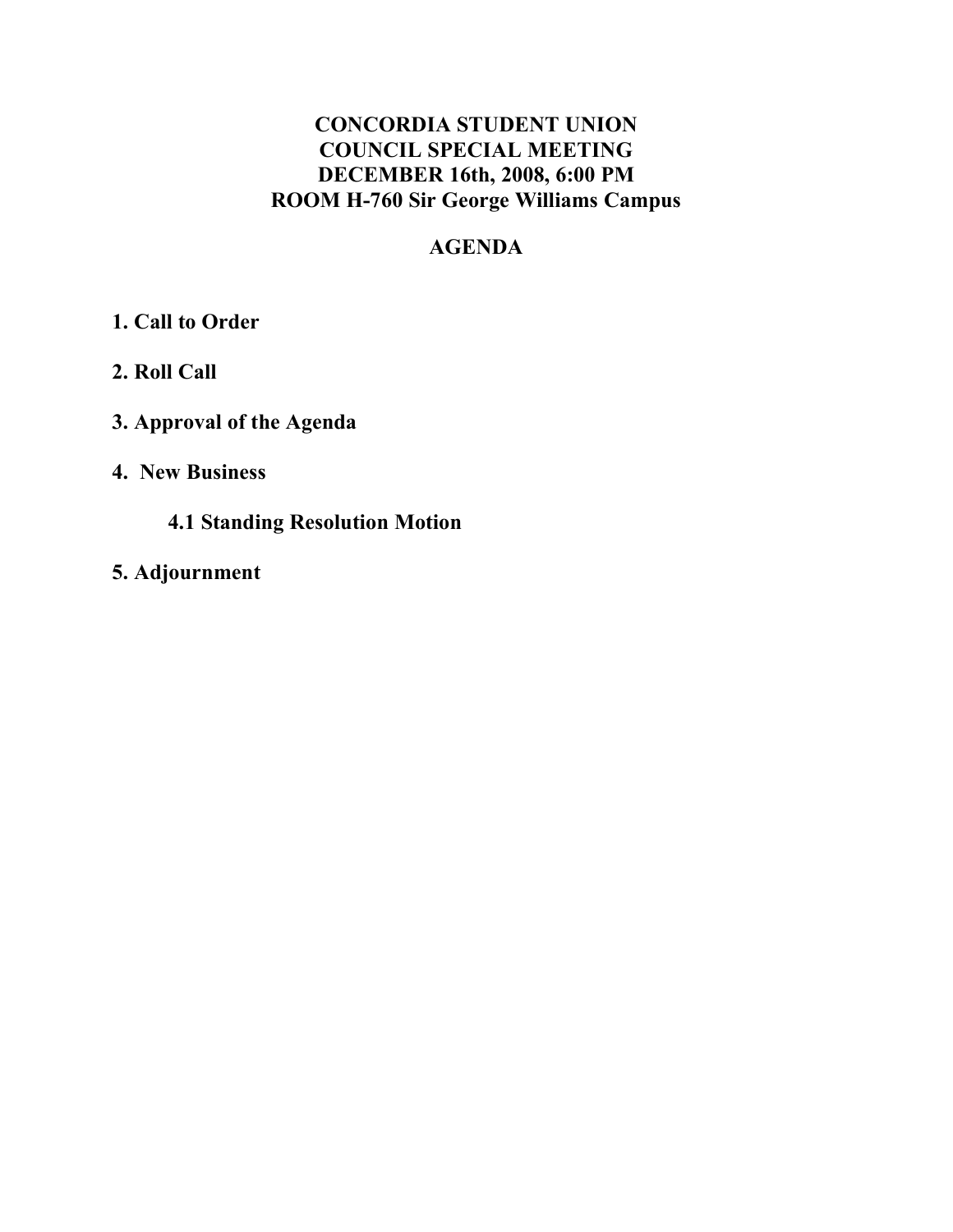**CONCORDIA STUDENT UNION**
**COUNCIL SPECIAL MEETING**
**DECEMBER 16th, 2008, 6:00 PM**
**ROOM H-760 Sir George Williams Campus**

**AGENDA**

**1. Call to Order**

**2. Roll Call**

**3. Approval of the Agenda**

**4. New Business**

- **4.1 Standing Resolution Motion**

**5. Adjournment**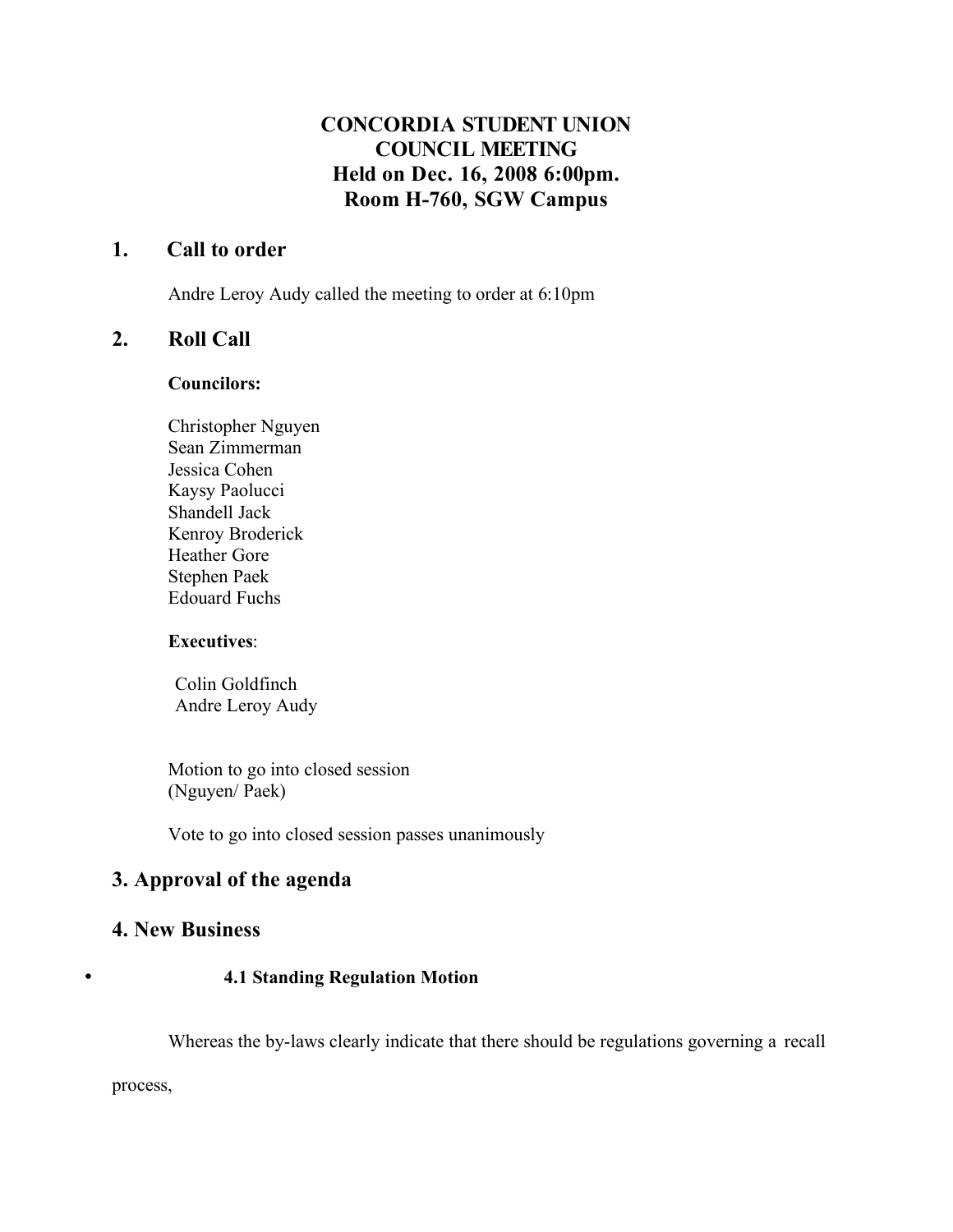# CONCORDIA STUDENT UNION
# COUNCIL MEETING
# Held on Dec. 16, 2008 6:00pm.
# Room H-760, SGW Campus

## 1. Call to order

Andre Leroy Audy called the meeting to order at 6:10pm

## 2. Roll Call

**Councilors:**

Christopher Nguyen
Sean Zimmerman
Jessica Cohen
Kaysy Paolucci
Shandell Jack
Kenroy Broderick
Heather Gore
Stephen Paek
Edouard Fuchs

**Executives**:

Colin Goldfinch
Andre Leroy Audy

Motion to go into closed session
(Nguyen/ Paek)

Vote to go into closed session passes unanimously

## 3. Approval of the agenda

## 4. New Business

- **4.1 Standing Regulation Motion**

Whereas the by-laws clearly indicate that there should be regulations governing a recall process,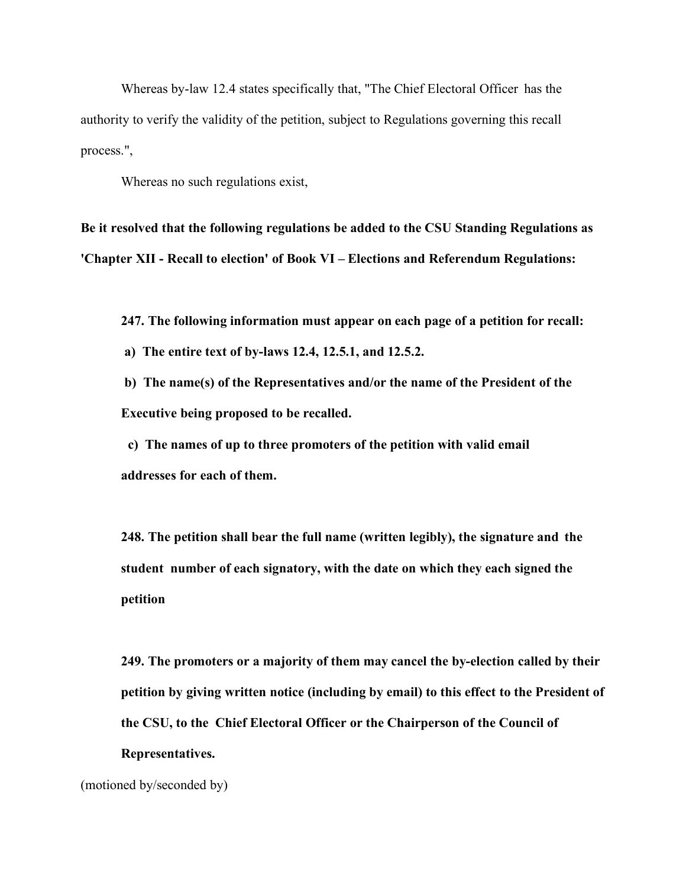Whereas by-law 12.4 states specifically that, "The Chief Electoral Officer has the authority to verify the validity of the petition, subject to Regulations governing this recall process.",

Whereas no such regulations exist,

**Be it resolved that the following regulations be added to the CSU Standing Regulations as 'Chapter XII - Recall to election' of Book VI – Elections and Referendum Regulations:**

**247. The following information must appear on each page of a petition for recall:**

**a) The entire text of by-laws 12.4, 12.5.1, and 12.5.2.**

**b) The name(s) of the Representatives and/or the name of the President of the Executive being proposed to be recalled.**

**c) The names of up to three promoters of the petition with valid email addresses for each of them.**

**248. The petition shall bear the full name (written legibly), the signature and the student number of each signatory, with the date on which they each signed the petition**

**249. The promoters or a majority of them may cancel the by-election called by their petition by giving written notice (including by email) to this effect to the President of the CSU, to the Chief Electoral Officer or the Chairperson of the Council of Representatives.**

(motioned by/seconded by)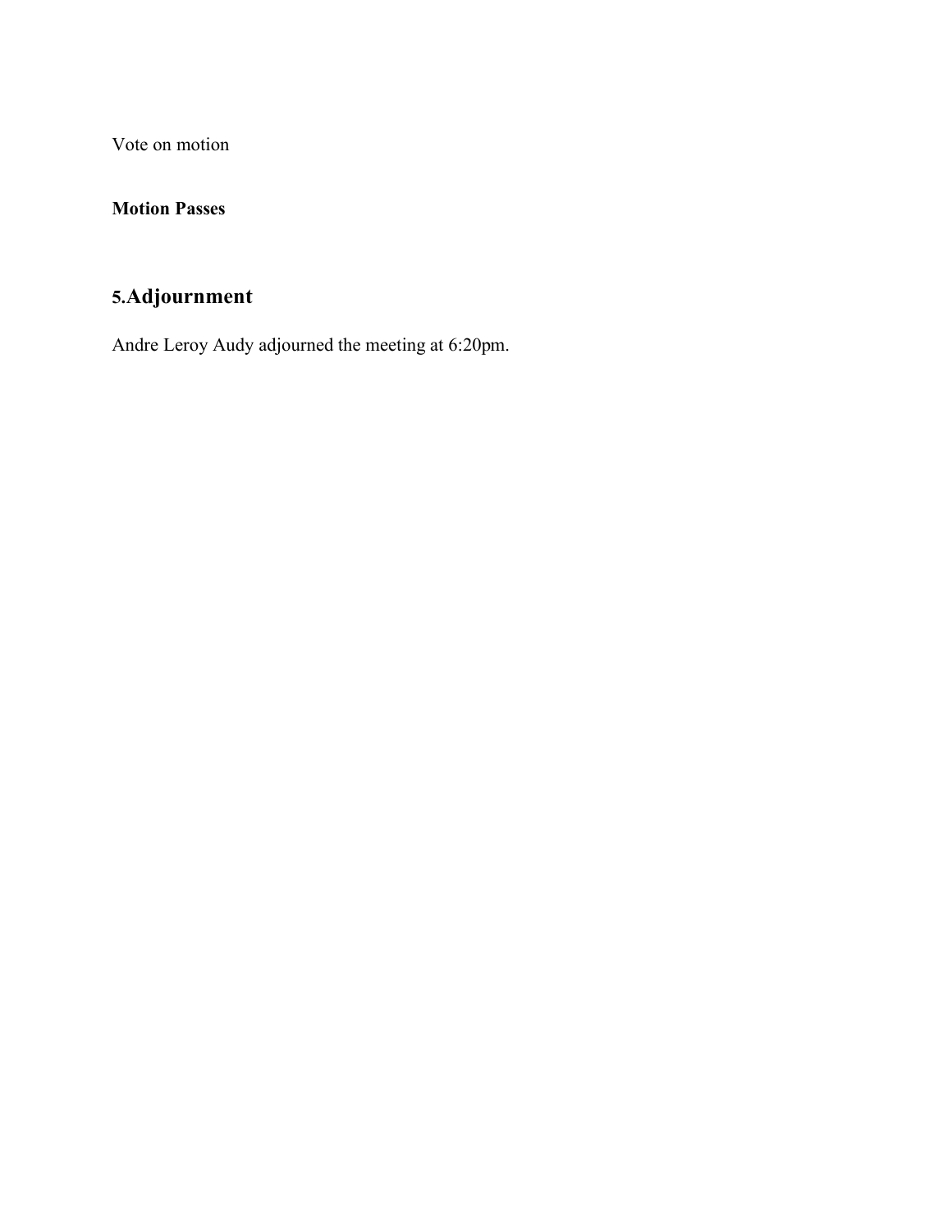Vote on motion

**Motion Passes**

## 5.Adjournment

Andre Leroy Audy adjourned the meeting at 6:20pm.